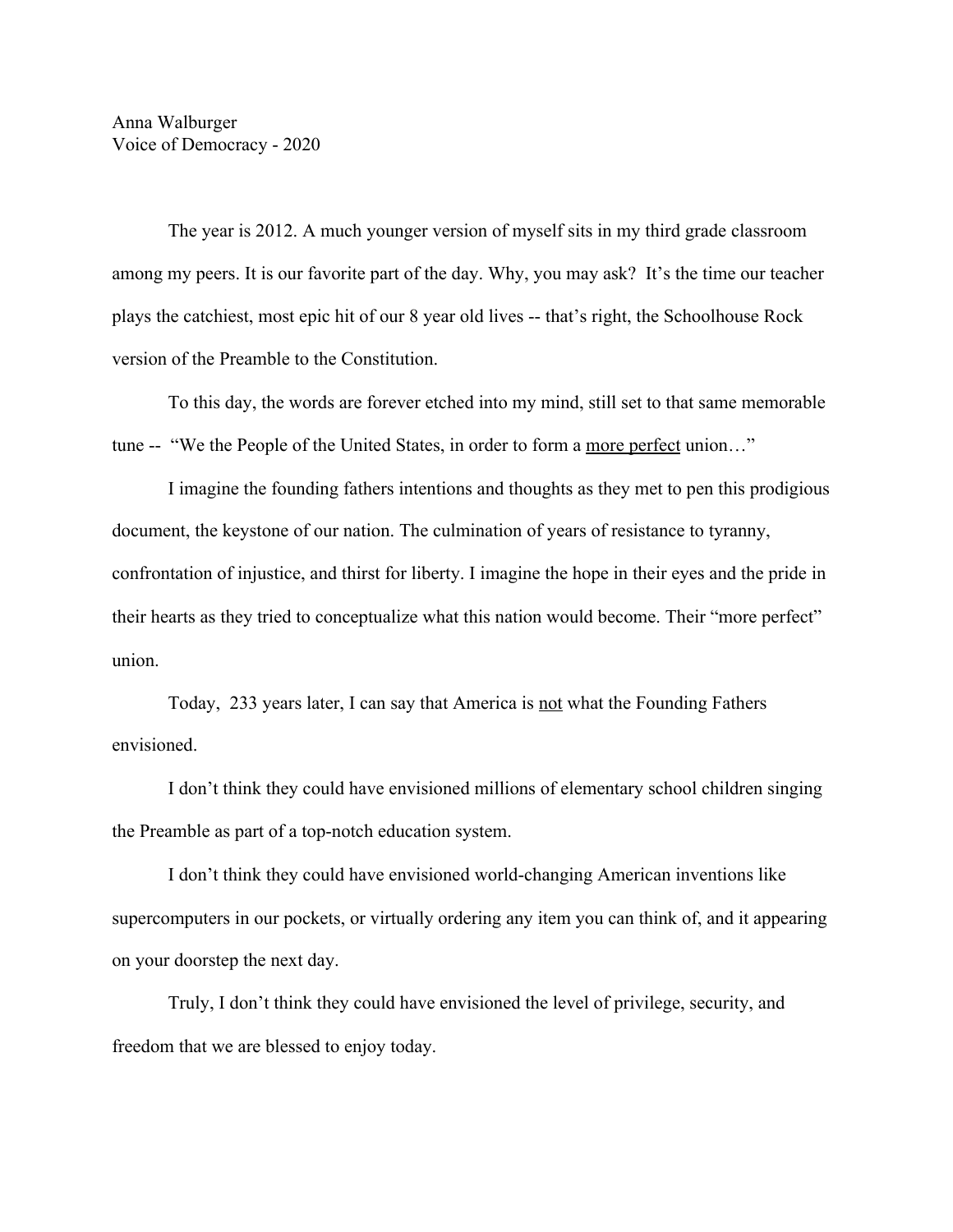Anna Walburger
Voice of Democracy - 2020

The year is 2012. A much younger version of myself sits in my third grade classroom among my peers. It is our favorite part of the day. Why, you may ask? It's the time our teacher plays the catchiest, most epic hit of our 8 year old lives -- that's right, the Schoolhouse Rock version of the Preamble to the Constitution.

To this day, the words are forever etched into my mind, still set to that same memorable tune -- "We the People of the United States, in order to form a <u>more perfect</u> union…"

I imagine the founding fathers intentions and thoughts as they met to pen this prodigious document, the keystone of our nation. The culmination of years of resistance to tyranny, confrontation of injustice, and thirst for liberty. I imagine the hope in their eyes and the pride in their hearts as they tried to conceptualize what this nation would become. Their "more perfect" union.

Today, 233 years later, I can say that America is <u>not</u> what the Founding Fathers envisioned.

I don't think they could have envisioned millions of elementary school children singing the Preamble as part of a top-notch education system.

I don't think they could have envisioned world-changing American inventions like supercomputers in our pockets, or virtually ordering any item you can think of, and it appearing on your doorstep the next day.

Truly, I don't think they could have envisioned the level of privilege, security, and freedom that we are blessed to enjoy today.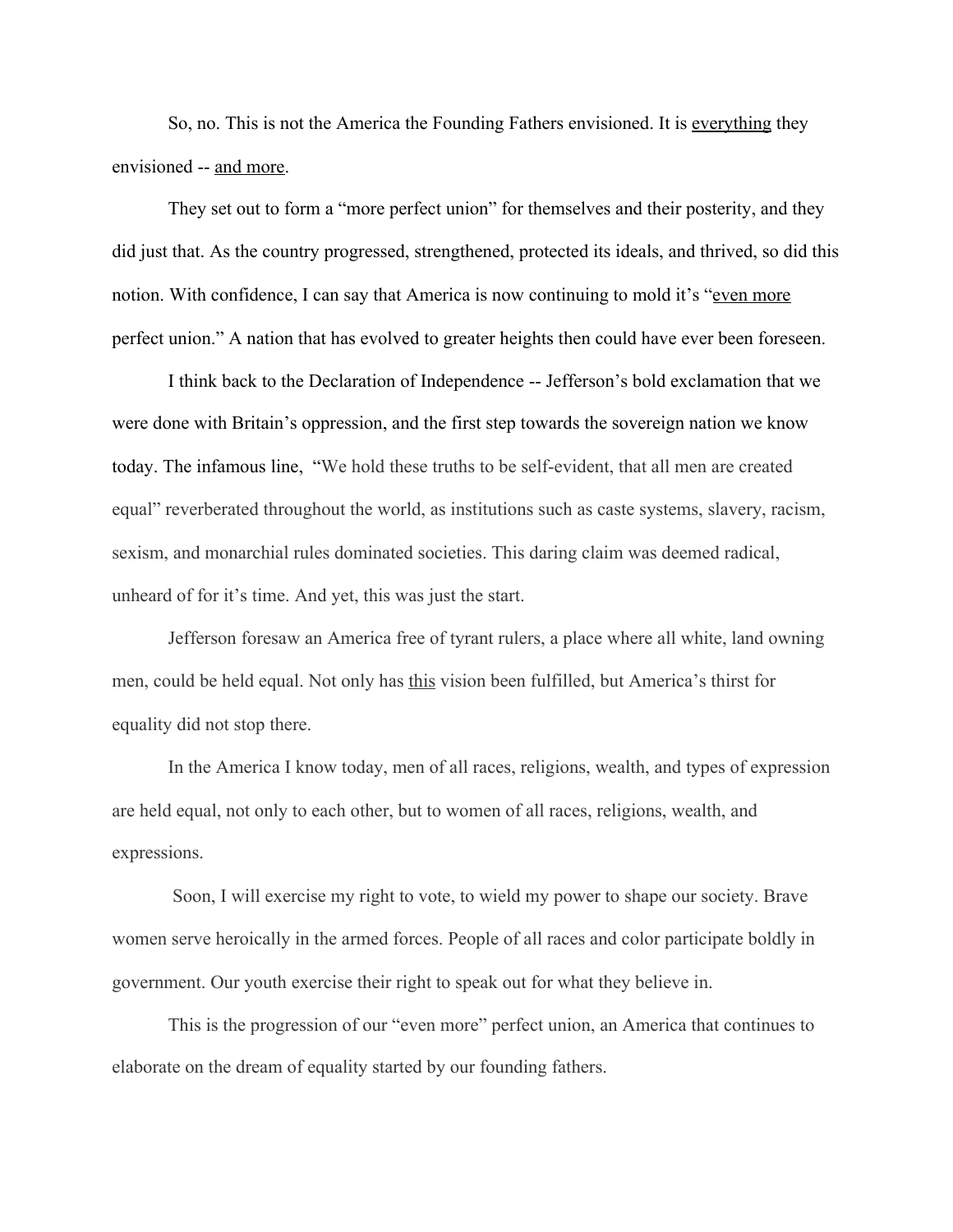So, no. This is not the America the Founding Fathers envisioned. It is <u>everything</u> they envisioned -- <u>and more</u>.

They set out to form a "more perfect union" for themselves and their posterity, and they did just that. As the country progressed, strengthened, protected its ideals, and thrived, so did this notion. With confidence, I can say that America is now continuing to mold it's "<u>even more</u> perfect union." A nation that has evolved to greater heights then could have ever been foreseen.

I think back to the Declaration of Independence -- Jefferson's bold exclamation that we were done with Britain's oppression, and the first step towards the sovereign nation we know today. The infamous line, "We hold these truths to be self-evident, that all men are created equal" reverberated throughout the world, as institutions such as caste systems, slavery, racism, sexism, and monarchial rules dominated societies. This daring claim was deemed radical, unheard of for it's time. And yet, this was just the start.

Jefferson foresaw an America free of tyrant rulers, a place where all white, land owning men, could be held equal. Not only has <u>this</u> vision been fulfilled, but America's thirst for equality did not stop there.

In the America I know today, men of all races, religions, wealth, and types of expression are held equal, not only to each other, but to women of all races, religions, wealth, and expressions.

Soon, I will exercise my right to vote, to wield my power to shape our society. Brave women serve heroically in the armed forces. People of all races and color participate boldly in government. Our youth exercise their right to speak out for what they believe in.

This is the progression of our "even more" perfect union, an America that continues to elaborate on the dream of equality started by our founding fathers.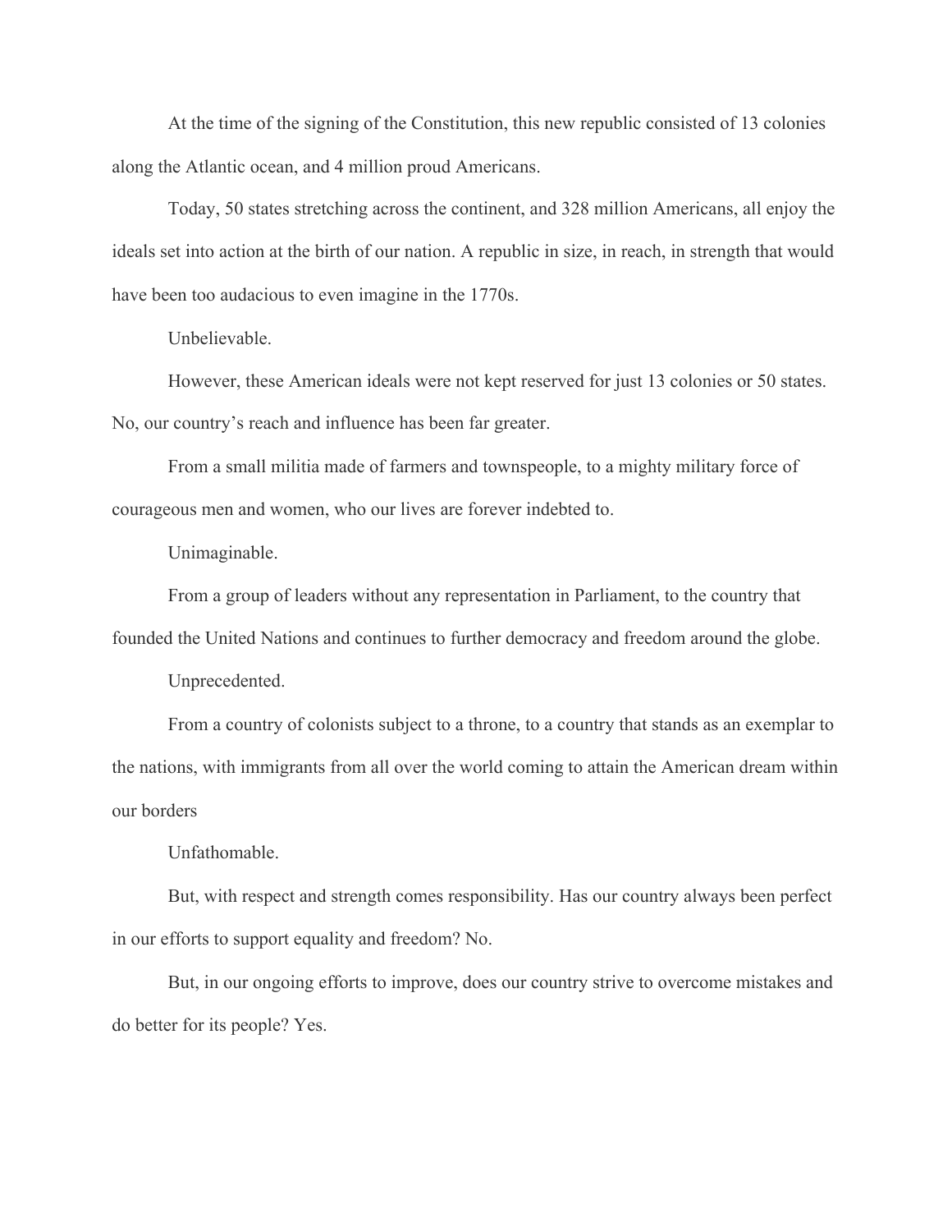At the time of the signing of the Constitution, this new republic consisted of 13 colonies along the Atlantic ocean, and 4 million proud Americans.

Today, 50 states stretching across the continent, and 328 million Americans, all enjoy the ideals set into action at the birth of our nation. A republic in size, in reach, in strength that would have been too audacious to even imagine in the 1770s.

Unbelievable.

However, these American ideals were not kept reserved for just 13 colonies or 50 states. No, our country's reach and influence has been far greater.

From a small militia made of farmers and townspeople, to a mighty military force of courageous men and women, who our lives are forever indebted to.

Unimaginable.

From a group of leaders without any representation in Parliament, to the country that founded the United Nations and continues to further democracy and freedom around the globe.

Unprecedented.

From a country of colonists subject to a throne, to a country that stands as an exemplar to the nations, with immigrants from all over the world coming to attain the American dream within our borders

Unfathomable.

But, with respect and strength comes responsibility. Has our country always been perfect in our efforts to support equality and freedom? No.

But, in our ongoing efforts to improve, does our country strive to overcome mistakes and do better for its people? Yes.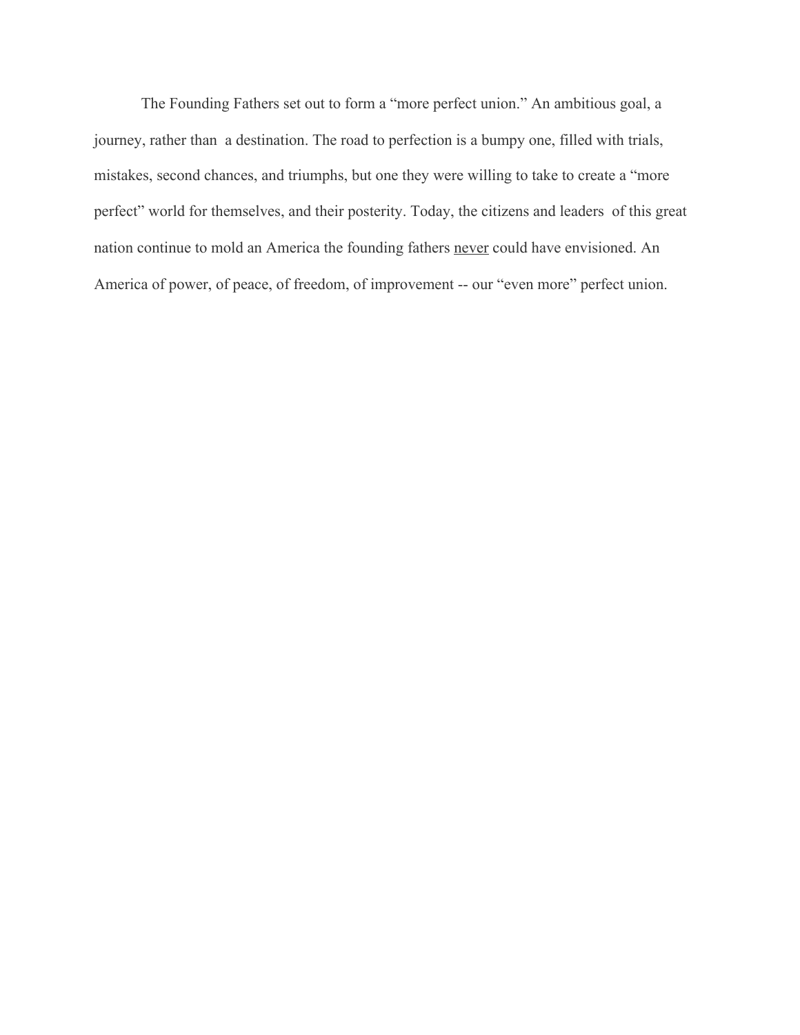The Founding Fathers set out to form a "more perfect union." An ambitious goal, a journey, rather than a destination. The road to perfection is a bumpy one, filled with trials, mistakes, second chances, and triumphs, but one they were willing to take to create a "more perfect" world for themselves, and their posterity. Today, the citizens and leaders of this great nation continue to mold an America the founding fathers <u>never</u> could have envisioned. An America of power, of peace, of freedom, of improvement -- our "even more" perfect union.